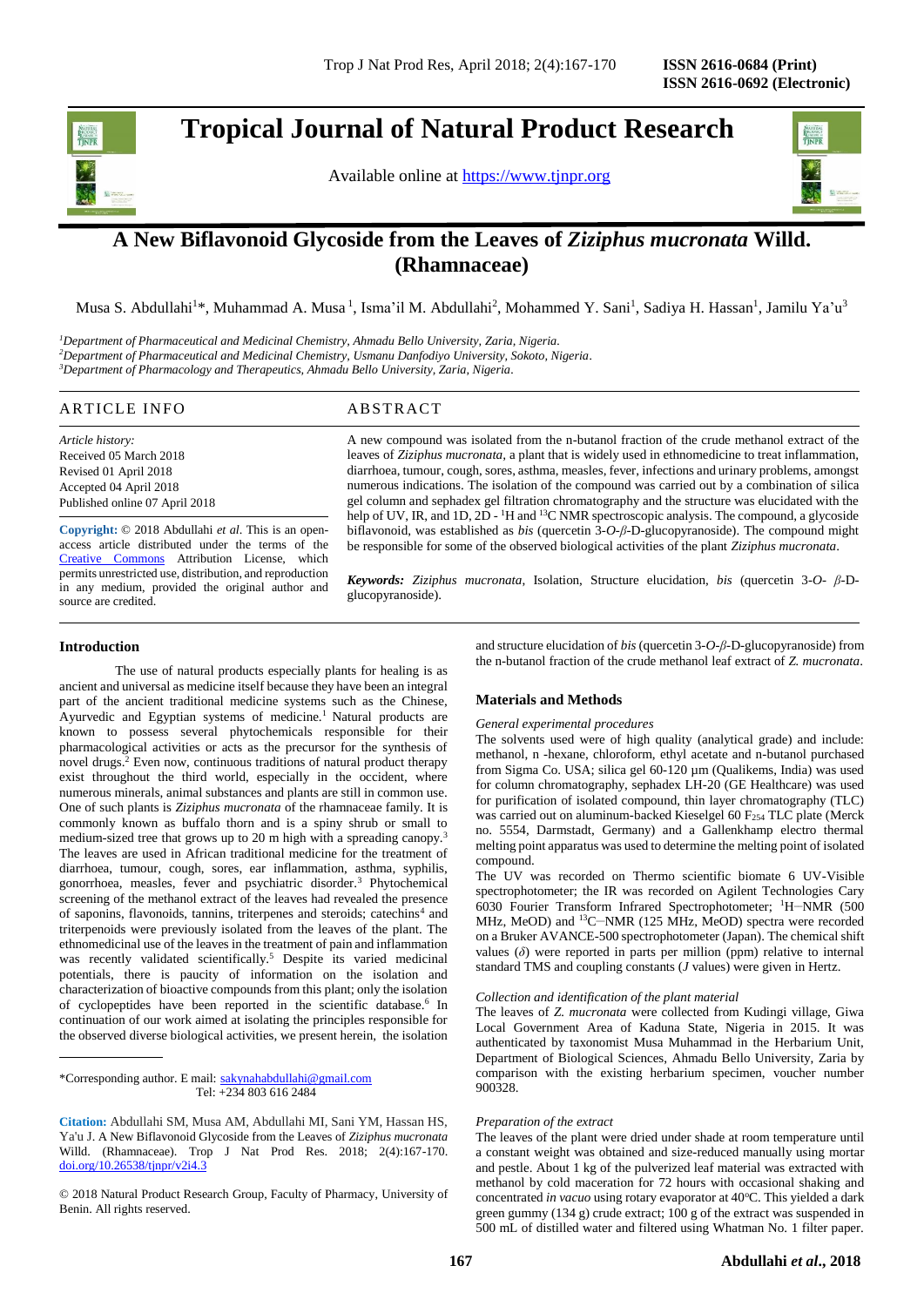ISSN 2616-0684 (Print)
ISSN 2616-0692 (Electronic)

# Tropical Journal of Natural Product Research

Available online at https://www.tjnpr.org

## A New Biflavonoid Glycoside from the Leaves of *Ziziphus mucronata* Willd. (Rhamnaceae)

Musa S. Abdullahi[1]*, Muhammad A. Musa[1], Isma'il M. Abdullahi[2], Mohammed Y. Sani[1], Sadiya H. Hassan[1], Jamilu Ya'u[3]

[1]*Department of Pharmaceutical and Medicinal Chemistry, Ahmadu Bello University, Zaria, Nigeria.*
[2]*Department of Pharmaceutical and Medicinal Chemistry, Usmanu Danfodiyo University, Sokoto, Nigeria.*
[3]*Department of Pharmacology and Therapeutics, Ahmadu Bello University, Zaria, Nigeria.*

### ARTICLE INFO

*Article history:*
Received 05 March 2018
Revised 01 April 2018
Accepted 04 April 2018
Published online 07 April 2018

**Copyright:** © 2018 Abdullahi *et al*. This is an open-access article distributed under the terms of the Creative Commons Attribution License, which permits unrestricted use, distribution, and reproduction in any medium, provided the original author and source are credited.

### ABSTRACT

A new compound was isolated from the n-butanol fraction of the crude methanol extract of the leaves of *Ziziphus mucronata*, a plant that is widely used in ethnomedicine to treat inflammation, diarrhoea, tumour, cough, sores, asthma, measles, fever, infections and urinary problems, amongst numerous indications. The isolation of the compound was carried out by a combination of silica gel column and sephadex gel filtration chromatography and the structure was elucidated with the help of UV, IR, and 1D, 2D - $^{1}$H and $^{13}$C NMR spectroscopic analysis. The compound, a glycoside biflavonoid, was established as *bis* (quercetin 3-*O*-*β*-D-glucopyranoside). The compound might be responsible for some of the observed biological activities of the plant *Ziziphus mucronata*.

***Keywords:*** *Ziziphus mucronata*, Isolation, Structure elucidation, *bis* (quercetin 3-*O*- *β*-D-glucopyranoside).

### Introduction

The use of natural products especially plants for healing is as ancient and universal as medicine itself because they have been an integral part of the ancient traditional medicine systems such as the Chinese, Ayurvedic and Egyptian systems of medicine.[1] Natural products are known to possess several phytochemicals responsible for their pharmacological activities or acts as the precursor for the synthesis of novel drugs.[2] Even now, continuous traditions of natural product therapy exist throughout the third world, especially in the occident, where numerous minerals, animal substances and plants are still in common use. One of such plants is *Ziziphus mucronata* of the rhamnaceae family. It is commonly known as buffalo thorn and is a spiny shrub or small to medium-sized tree that grows up to 20 m high with a spreading canopy.[3] The leaves are used in African traditional medicine for the treatment of diarrhoea, tumour, cough, sores, ear inflammation, asthma, syphilis, gonorrhoea, measles, fever and psychiatric disorder.[3] Phytochemical screening of the methanol extract of the leaves had revealed the presence of saponins, flavonoids, tannins, triterpenes and steroids; catechins[4] and triterpenoids were previously isolated from the leaves of the plant. The ethnomedicinal use of the leaves in the treatment of pain and inflammation was recently validated scientifically.[5] Despite its varied medicinal potentials, there is paucity of information on the isolation and characterization of bioactive compounds from this plant; only the isolation of cyclopeptides have been reported in the scientific database.[6] In continuation of our work aimed at isolating the principles responsible for the observed diverse biological activities, we present herein, the isolation and structure elucidation of *bis* (quercetin 3-*O*-*β*-D-glucopyranoside) from the n-butanol fraction of the crude methanol leaf extract of *Z. mucronata*.

*Corresponding author. E mail: sakynahabdullahi@gmail.com
Tel: +234 803 616 2484

**Citation:** Abdullahi SM, Musa AM, Abdullahi MI, Sani YM, Hassan HS, Ya'u J. A New Biflavonoid Glycoside from the Leaves of *Ziziphus mucronata* Willd. (Rhamnaceae). Trop J Nat Prod Res. 2018; 2(4):167-170. doi.org/10.26538/tjnpr/v2i4.3

© 2018 Natural Product Research Group, Faculty of Pharmacy, University of Benin. All rights reserved.

### Materials and Methods

*General experimental procedures*

The solvents used were of high quality (analytical grade) and include: methanol, n -hexane, chloroform, ethyl acetate and n-butanol purchased from Sigma Co. USA; silica gel 60-120 µm (Qualikems, India) was used for column chromatography, sephadex LH-20 (GE Healthcare) was used for purification of isolated compound, thin layer chromatography (TLC) was carried out on aluminum-backed Kieselgel 60 $F_{254}$ TLC plate (Merck no. 5554, Darmstadt, Germany) and a Gallenkhamp electro thermal melting point apparatus was used to determine the melting point of isolated compound.

The UV was recorded on Thermo scientific biomate 6 UV-Visible spectrophotometer; the IR was recorded on Agilent Technologies Cary 6030 Fourier Transform Infrared Spectrophotometer; $^{1}$H−NMR (500 MHz, MeOD) and $^{13}$C−NMR (125 MHz, MeOD) spectra were recorded on a Bruker AVANCE-500 spectrophotometer (Japan). The chemical shift values (*δ*) were reported in parts per million (ppm) relative to internal standard TMS and coupling constants (*J* values) were given in Hertz.

*Collection and identification of the plant material*

The leaves of *Z. mucronata* were collected from Kudingi village, Giwa Local Government Area of Kaduna State, Nigeria in 2015. It was authenticated by taxonomist Musa Muhammad in the Herbarium Unit, Department of Biological Sciences, Ahmadu Bello University, Zaria by comparison with the existing herbarium specimen, voucher number 900328.

*Preparation of the extract*

The leaves of the plant were dried under shade at room temperature until a constant weight was obtained and size-reduced manually using mortar and pestle. About 1 kg of the pulverized leaf material was extracted with methanol by cold maceration for 72 hours with occasional shaking and concentrated *in vacuo* using rotary evaporator at 40°C. This yielded a dark green gummy (134 g) crude extract; 100 g of the extract was suspended in 500 mL of distilled water and filtered using Whatman No. 1 filter paper.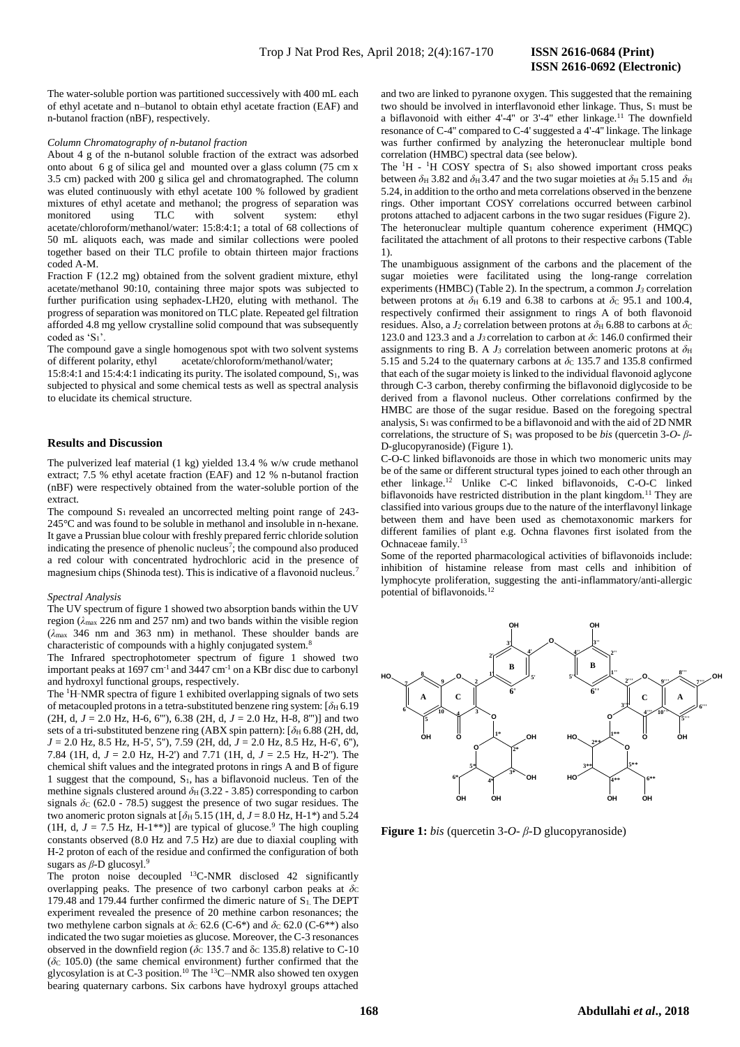The water-soluble portion was partitioned successively with 400 mL each of ethyl acetate and n–butanol to obtain ethyl acetate fraction (EAF) and n-butanol fraction (nBF), respectively.

*Column Chromatography of n-butanol fraction*

About 4 g of the n-butanol soluble fraction of the extract was adsorbed onto about 6 g of silica gel and mounted over a glass column (75 cm x 3.5 cm) packed with 200 g silica gel and chromatographed. The column was eluted continuously with ethyl acetate 100 % followed by gradient mixtures of ethyl acetate and methanol; the progress of separation was monitored using TLC with solvent system: ethyl acetate/chloroform/methanol/water: 15:8:4:1; a total of 68 collections of 50 mL aliquots each, was made and similar collections were pooled together based on their TLC profile to obtain thirteen major fractions coded A-M.

Fraction F (12.2 mg) obtained from the solvent gradient mixture, ethyl acetate/methanol 90:10, containing three major spots was subjected to further purification using sephadex-LH20, eluting with methanol. The progress of separation was monitored on TLC plate. Repeated gel filtration afforded 4.8 mg yellow crystalline solid compound that was subsequently coded as '$S_1$'.

The compound gave a single homogenous spot with two solvent systems of different polarity, ethyl acetate/chloroform/methanol/water; 15:8:4:1 and 15:4:4:1 indicating its purity. The isolated compound, $S_1$, was subjected to physical and some chemical tests as well as spectral analysis to elucidate its chemical structure.

## Results and Discussion

The pulverized leaf material (1 kg) yielded 13.4 % w/w crude methanol extract; 7.5 % ethyl acetate fraction (EAF) and 12 % n-butanol fraction (nBF) were respectively obtained from the water-soluble portion of the extract.

The compound $S_1$ revealed an uncorrected melting point range of 243-245°C and was found to be soluble in methanol and insoluble in n-hexane. It gave a Prussian blue colour with freshly prepared ferric chloride solution indicating the presence of phenolic nucleus[7]; the compound also produced a red colour with concentrated hydrochloric acid in the presence of magnesium chips (Shinoda test). This is indicative of a flavonoid nucleus.[7]

*Spectral Analysis*

The UV spectrum of figure 1 showed two absorption bands within the UV region ($\lambda_{max}$ 226 nm and 257 nm) and two bands within the visible region ($\lambda_{max}$ 346 nm and 363 nm) in methanol. These shoulder bands are characteristic of compounds with a highly conjugated system.[8]

The Infrared spectrophotometer spectrum of figure 1 showed two important peaks at 1697 $cm^{-1}$ and 3447 $cm^{-1}$ on a KBr disc due to carbonyl and hydroxyl functional groups, respectively.

The $^1$H-NMR spectra of figure 1 exhibited overlapping signals of two sets of metacoupled protons in a tetra-substituted benzene ring system: [$\delta_H$ 6.19 (2H, d, $J$ = 2.0 Hz, H-6, 6'''), 6.38 (2H, d, $J$ = 2.0 Hz, H-8, 8''')] and two sets of a tri-substituted benzene ring (ABX spin pattern): [$\delta_H$ 6.88 (2H, dd, $J$ = 2.0 Hz, 8.5 Hz, H-5', 5''), 7.59 (2H, dd, $J$ = 2.0 Hz, 8.5 Hz, H-6', 6''), 7.84 (1H, d, $J$ = 2.0 Hz, H-2') and 7.71 (1H, d, $J$ = 2.5 Hz, H-2'')]. The chemical shift values and the integrated protons in rings A and B of figure 1 suggest that the compound, $S_1$, has a biflavonoid nucleus. Ten of the methine signals clustered around $\delta_H$ (3.22 - 3.85) corresponding to carbon signals $\delta_C$ (62.0 - 78.5) suggest the presence of two sugar residues. The two anomeric proton signals at [$\delta_H$ 5.15 (1H, d, $J$ = 8.0 Hz, H-1*) and 5.24 (1H, d, $J$ = 7.5 Hz, H-1**)] are typical of glucose.[9] The high coupling constants observed (8.0 Hz and 7.5 Hz) are due to diaxial coupling with H-2 proton of each of the residue and confirmed the configuration of both sugars as $\beta$-D glucosyl.[9]

The proton noise decoupled $^{13}$C-NMR disclosed 42 significantly overlapping peaks. The presence of two carbonyl carbon peaks at $\delta_C$ 179.48 and 179.44 further confirmed the dimeric nature of $S_1$. The DEPT experiment revealed the presence of 20 methine carbon resonances; the two methylene carbon signals at $\delta_C$ 62.6 (C-6*) and $\delta_C$ 62.0 (C-6**) also indicated the two sugar moieties as glucose. Moreover, the C-3 resonances observed in the downfield region ($\delta_C$ 135.7 and $\delta_C$ 135.8) relative to C-10 ($\delta_C$ 105.0) (the same chemical environment) further confirmed that the glycosylation is at C-3 position.[10] The $^{13}$C–NMR also showed ten oxygen bearing quaternary carbons. Six carbons have hydroxyl groups attached and two are linked to pyranone oxygen. This suggested that the remaining two should be involved in interflavonoid ether linkage. Thus, $S_1$ must be a biflavonoid with either 4'-4'' or 3'-4'' ether linkage.[11] The downfield resonance of C-4'' compared to C-4' suggested a 4'-4'' linkage. The linkage was further confirmed by analyzing the heteronuclear multiple bond correlation (HMBC) spectral data (see below).

The $^1$H - $^1$H COSY spectra of $S_1$ also showed important cross peaks between $\delta_H$ 3.82 and $\delta_H$ 3.47 and the two sugar moieties at $\delta_H$ 5.15 and $\delta_H$ 5.24, in addition to the ortho and meta correlations observed in the benzene rings. Other important COSY correlations occurred between carbinol protons attached to adjacent carbons in the two sugar residues (Figure 2).

The heteronuclear multiple quantum coherence experiment (HMQC) facilitated the attachment of all protons to their respective carbons (Table 1).

The unambiguous assignment of the carbons and the placement of the sugar moieties were facilitated using the long-range correlation experiments (HMBC) (Table 2). In the spectrum, a common $J_3$ correlation between protons at $\delta_H$ 6.19 and 6.38 to carbons at $\delta_C$ 95.1 and 100.4, respectively confirmed their assignment to rings A of both flavonoid residues. Also, a $J_2$ correlation between protons at $\delta_H$ 6.88 to carbons at $\delta_C$ 123.0 and 123.3 and a $J_3$ correlation to carbon at $\delta_C$ 146.0 confirmed their assignments to ring B. A $J_3$ correlation between anomeric protons at $\delta_H$ 5.15 and 5.24 to the quaternary carbons at $\delta_C$ 135.7 and 135.8 confirmed that each of the sugar moiety is linked to the individual flavonoid aglycone through C-3 carbon, thereby confirming the biflavonoid diglycoside to be derived from a flavonol nucleus. Other correlations confirmed by the HMBC spectral are those of the sugar residue. Based on the foregoing spectral analysis, $S_1$ was confirmed to be a biflavonoid and with the aid of 2D NMR correlations, the structure of $S_1$ was proposed to be *bis* (quercetin 3-*O*- $\beta$-D-glucopyranoside) (Figure 1).

C-O-C linked biflavonoids are those in which two monomeric units may be of the same or different structural types joined to each other through an ether linkage.[12] Unlike C-C linked biflavonoids, C-O-C linked biflavonoids have restricted distribution in the plant kingdom.[11] They are classified into various groups due to the nature of the interflavonyl linkage between them and have been used as chemotaxonomic markers for different families of plant e.g. Ochna flavones first isolated from the Ochnaceae family.[13]

Some of the reported pharmacological activities of biflavonoids include: inhibition of histamine release from mast cells and inhibition of lymphocyte proliferation, suggesting the anti-inflammatory/anti-allergic potential of biflavonoids.[12]

**Figure 1:** *bis* (quercetin 3-*O*- $\beta$-D glucopyranoside)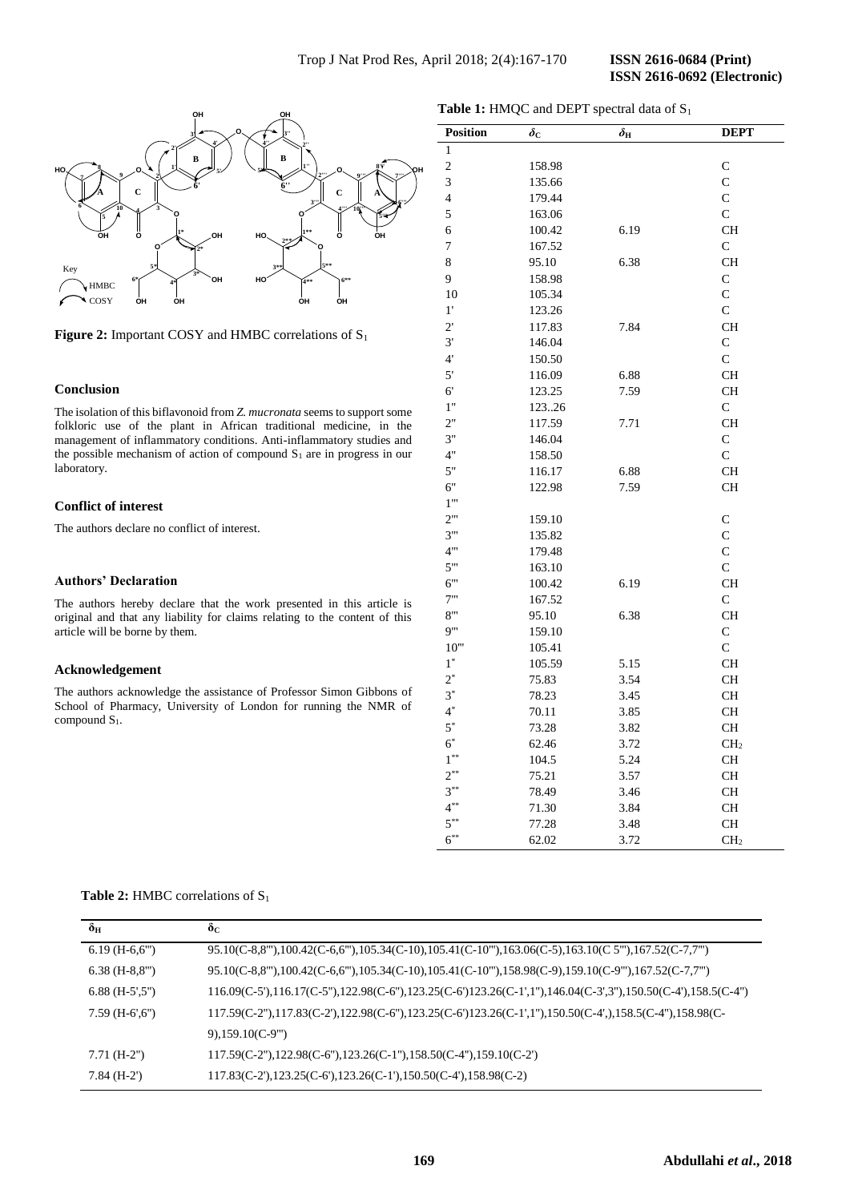**Figure 2:** Important COSY and HMBC correlations of $S_1$

## Conclusion

The isolation of this biflavonoid from *Z. mucronata* seems to support some folkloric use of the plant in African traditional medicine, in the management of inflammatory conditions. Anti-inflammatory studies and the possible mechanism of action of compound $S_1$ are in progress in our laboratory.

## Conflict of interest

The authors declare no conflict of interest.

## Authors' Declaration

The authors hereby declare that the work presented in this article is original and that any liability for claims relating to the content of this article will be borne by them.

## Acknowledgement

The authors acknowledge the assistance of Professor Simon Gibbons of School of Pharmacy, University of London for running the NMR of compound $S_1$.

**Table 1:** HMQC and DEPT spectral data of $S_1$

| Position | $\delta_C$ | $\delta_H$ | DEPT |
|---|---|---|---|
| 1 | | | |
| 2 | 158.98 | | C |
| 3 | 135.66 | | C |
| 4 | 179.44 | | C |
| 5 | 163.06 | | C |
| 6 | 100.42 | 6.19 | CH |
| 7 | 167.52 | | C |
| 8 | 95.10 | 6.38 | CH |
| 9 | 158.98 | | C |
| 10 | 105.34 | | C |
| 1' | 123.26 | | C |
| 2' | 117.83 | 7.84 | CH |
| 3' | 146.04 | | C |
| 4' | 150.50 | | C |
| 5' | 116.09 | 6.88 | CH |
| 6' | 123.25 | 7.59 | CH |
| 1'' | 123..26 | | C |
| 2'' | 117.59 | 7.71 | CH |
| 3'' | 146.04 | | C |
| 4'' | 158.50 | | C |
| 5'' | 116.17 | 6.88 | CH |
| 6'' | 122.98 | 7.59 | CH |
| 1''' | | | |
| 2''' | 159.10 | | C |
| 3''' | 135.82 | | C |
| 4''' | 179.48 | | C |
| 5''' | 163.10 | | C |
| 6''' | 100.42 | 6.19 | CH |
| 7''' | 167.52 | | C |
| 8''' | 95.10 | 6.38 | CH |
| 9''' | 159.10 | | C |
| 10''' | 105.41 | | C |
| 1* | 105.59 | 5.15 | CH |
| 2* | 75.83 | 3.54 | CH |
| 3* | 78.23 | 3.45 | CH |
| 4* | 70.11 | 3.85 | CH |
| 5* | 73.28 | 3.82 | CH |
| 6* | 62.46 | 3.72 | $CH_2$ |
| 1** | 104.5 | 5.24 | CH |
| 2** | 75.21 | 3.57 | CH |
| 3** | 78.49 | 3.46 | CH |
| 4** | 71.30 | 3.84 | CH |
| 5** | 77.28 | 3.48 | CH |
| 6** | 62.02 | 3.72 | $CH_2$ |

**Table 2:** HMBC correlations of $S_1$

| $\delta_H$ | $\delta_C$ |
|---|---|
| 6.19 (H-6,6''') | 95.10(C-8,8'''),100.42(C-6,6'''),105.34(C-10),105.41(C-10'''),163.06(C-5),163.10(C 5'''),167.52(C-7,7''') |
| 6.38 (H-8,8''') | 95.10(C-8,8'''),100.42(C-6,6'''),105.34(C-10),105.41(C-10'''),158.98(C-9),159.10(C-9'''),167.52(C-7,7''') |
| 6.88 (H-5',5'') | 116.09(C-5'),116.17(C-5''),122.98(C-6''),123.25(C-6')123.26(C-1',1''),146.04(C-3',3''),150.50(C-4'),158.5(C-4'') |
| 7.59 (H-6',6'') | 117.59(C-2''),117.83(C-2'),122.98(C-6''),123.25(C-6')123.26(C-1',1''),150.50(C-4',),158.5(C-4''),158.98(C-9),159.10(C-9''') |
| 7.71 (H-2'') | 117.59(C-2''),122.98(C-6''),123.26(C-1''),158.50(C-4''),159.10(C-2') |
| 7.84 (H-2') | 117.83(C-2'),123.25(C-6'),123.26(C-1'),150.50(C-4'),158.98(C-2) |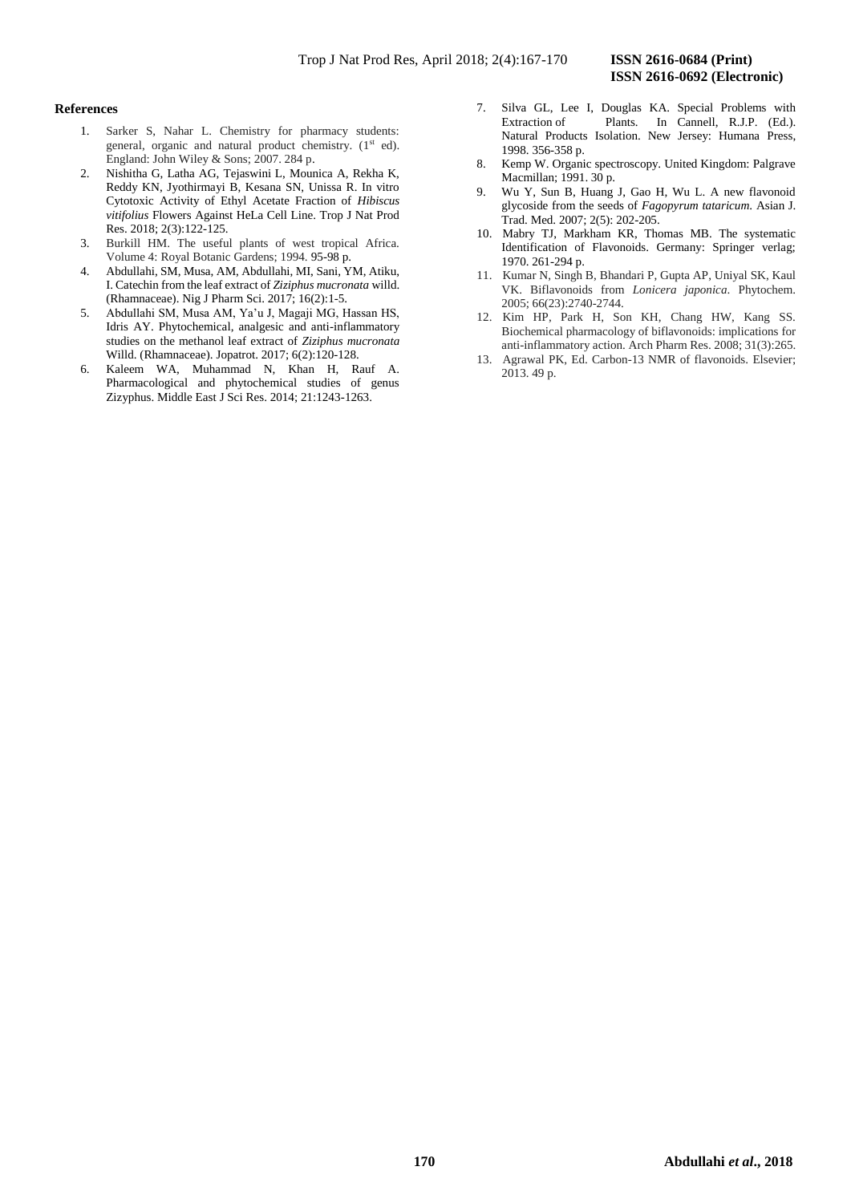#### References

1. Sarker S, Nahar L. Chemistry for pharmacy students: general, organic and natural product chemistry. (1st ed). England: John Wiley & Sons; 2007. 284 p.
2. Nishitha G, Latha AG, Tejaswini L, Mounica A, Rekha K, Reddy KN, Jyothirmayi B, Kesana SN, Unissa R. In vitro Cytotoxic Activity of Ethyl Acetate Fraction of *Hibiscus vitifolius* Flowers Against HeLa Cell Line. Trop J Nat Prod Res. 2018; 2(3):122-125.
3. Burkill HM. The useful plants of west tropical Africa. Volume 4: Royal Botanic Gardens; 1994. 95-98 p.
4. Abdullahi, SM, Musa, AM, Abdullahi, MI, Sani, YM, Atiku, I. Catechin from the leaf extract of *Ziziphus mucronata* willd. (Rhamnaceae). Nig J Pharm Sci. 2017; 16(2):1-5.
5. Abdullahi SM, Musa AM, Ya'u J, Magaji MG, Hassan HS, Idris AY. Phytochemical, analgesic and anti-inflammatory studies on the methanol leaf extract of *Ziziphus mucronata* Willd. (Rhamnaceae). Jopatrot. 2017; 6(2):120-128.
6. Kaleem WA, Muhammad N, Khan H, Rauf A. Pharmacological and phytochemical studies of genus Zizyphus. Middle East J Sci Res. 2014; 21:1243-1263.
7. Silva GL, Lee I, Douglas KA. Special Problems with Extraction of Plants. In Cannell, R.J.P. (Ed.). Natural Products Isolation. New Jersey: Humana Press, 1998. 356-358 p.
8. Kemp W. Organic spectroscopy. United Kingdom: Palgrave Macmillan; 1991. 30 p.
9. Wu Y, Sun B, Huang J, Gao H, Wu L. A new flavonoid glycoside from the seeds of *Fagopyrum tataricum*. Asian J. Trad. Med. 2007; 2(5): 202-205.
10. Mabry TJ, Markham KR, Thomas MB. The systematic Identification of Flavonoids. Germany: Springer verlag; 1970. 261-294 p.
11. Kumar N, Singh B, Bhandari P, Gupta AP, Uniyal SK, Kaul VK. Biflavonoids from *Lonicera japonica*. Phytochem. 2005; 66(23):2740-2744.
12. Kim HP, Park H, Son KH, Chang HW, Kang SS. Biochemical pharmacology of biflavonoids: implications for anti-inflammatory action. Arch Pharm Res. 2008; 31(3):265.
13. Agrawal PK, Ed. Carbon-13 NMR of flavonoids. Elsevier; 2013. 49 p.